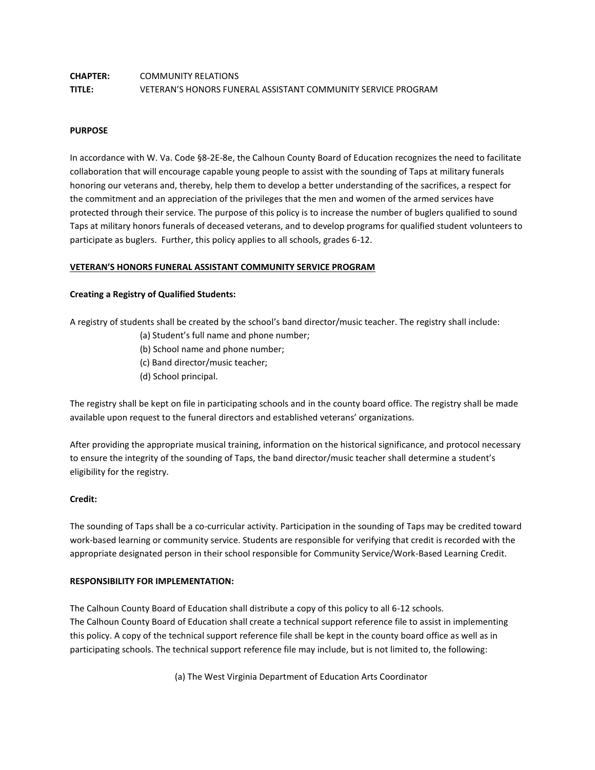**CHAPTER:** COMMUNITY RELATIONS
**TITLE:** VETERAN'S HONORS FUNERAL ASSISTANT COMMUNITY SERVICE PROGRAM

**PURPOSE**

In accordance with W. Va. Code §8-2E-8e, the Calhoun County Board of Education recognizes the need to facilitate collaboration that will encourage capable young people to assist with the sounding of Taps at military funerals honoring our veterans and, thereby, help them to develop a better understanding of the sacrifices, a respect for the commitment and an appreciation of the privileges that the men and women of the armed services have protected through their service. The purpose of this policy is to increase the number of buglers qualified to sound Taps at military honors funerals of deceased veterans, and to develop programs for qualified student volunteers to participate as buglers. Further, this policy applies to all schools, grades 6-12.

**VETERAN'S HONORS FUNERAL ASSISTANT COMMUNITY SERVICE PROGRAM**

**Creating a Registry of Qualified Students:**

A registry of students shall be created by the school's band director/music teacher. The registry shall include:

(a) Student's full name and phone number;
(b) School name and phone number;
(c) Band director/music teacher;
(d) School principal.

The registry shall be kept on file in participating schools and in the county board office. The registry shall be made available upon request to the funeral directors and established veterans' organizations.

After providing the appropriate musical training, information on the historical significance, and protocol necessary to ensure the integrity of the sounding of Taps, the band director/music teacher shall determine a student's eligibility for the registry.

**Credit:**

The sounding of Taps shall be a co-curricular activity. Participation in the sounding of Taps may be credited toward work-based learning or community service. Students are responsible for verifying that credit is recorded with the appropriate designated person in their school responsible for Community Service/Work-Based Learning Credit.

**RESPONSIBILITY FOR IMPLEMENTATION:**

The Calhoun County Board of Education shall distribute a copy of this policy to all 6-12 schools.
The Calhoun County Board of Education shall create a technical support reference file to assist in implementing this policy. A copy of the technical support reference file shall be kept in the county board office as well as in participating schools. The technical support reference file may include, but is not limited to, the following:

(a) The West Virginia Department of Education Arts Coordinator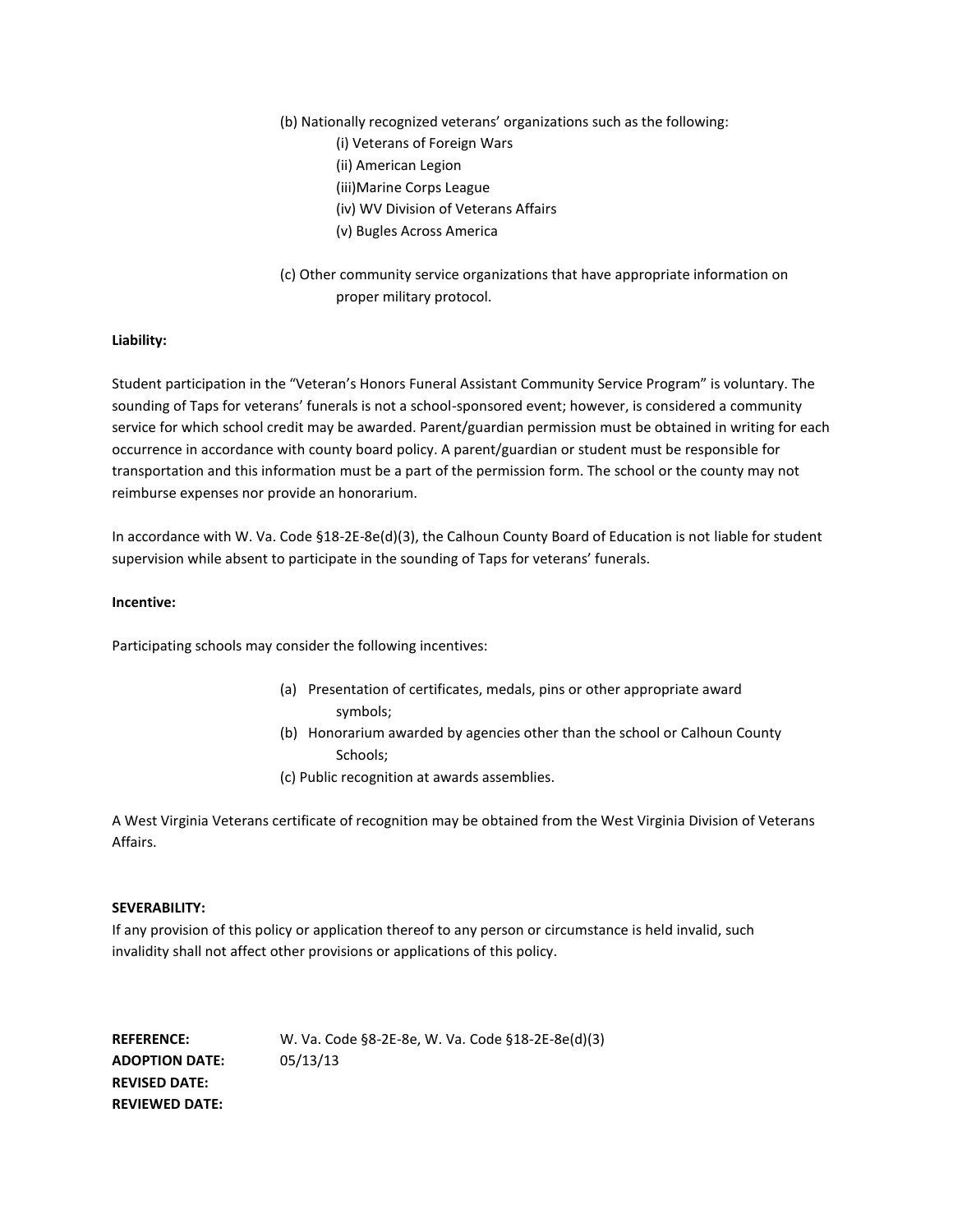(b) Nationally recognized veterans' organizations such as the following:

- (i) Veterans of Foreign Wars
- (ii) American Legion
- (iii)Marine Corps League
- (iv) WV Division of Veterans Affairs
- (v) Bugles Across America

(c) Other community service organizations that have appropriate information on proper military protocol.

**Liability:**

Student participation in the "Veteran's Honors Funeral Assistant Community Service Program" is voluntary. The sounding of Taps for veterans' funerals is not a school-sponsored event; however, is considered a community service for which school credit may be awarded. Parent/guardian permission must be obtained in writing for each occurrence in accordance with county board policy. A parent/guardian or student must be responsible for transportation and this information must be a part of the permission form. The school or the county may not reimburse expenses nor provide an honorarium.

In accordance with W. Va. Code §18-2E-8e(d)(3), the Calhoun County Board of Education is not liable for student supervision while absent to participate in the sounding of Taps for veterans' funerals.

**Incentive:**

Participating schools may consider the following incentives:

(a) Presentation of certificates, medals, pins or other appropriate award symbols;

(b) Honorarium awarded by agencies other than the school or Calhoun County Schools;

(c) Public recognition at awards assemblies.

A West Virginia Veterans certificate of recognition may be obtained from the West Virginia Division of Veterans Affairs.

**SEVERABILITY:**

If any provision of this policy or application thereof to any person or circumstance is held invalid, such invalidity shall not affect other provisions or applications of this policy.

**REFERENCE:** W. Va. Code §8-2E-8e, W. Va. Code §18-2E-8e(d)(3)
**ADOPTION DATE:** 05/13/13
**REVISED DATE:**
**REVIEWED DATE:**